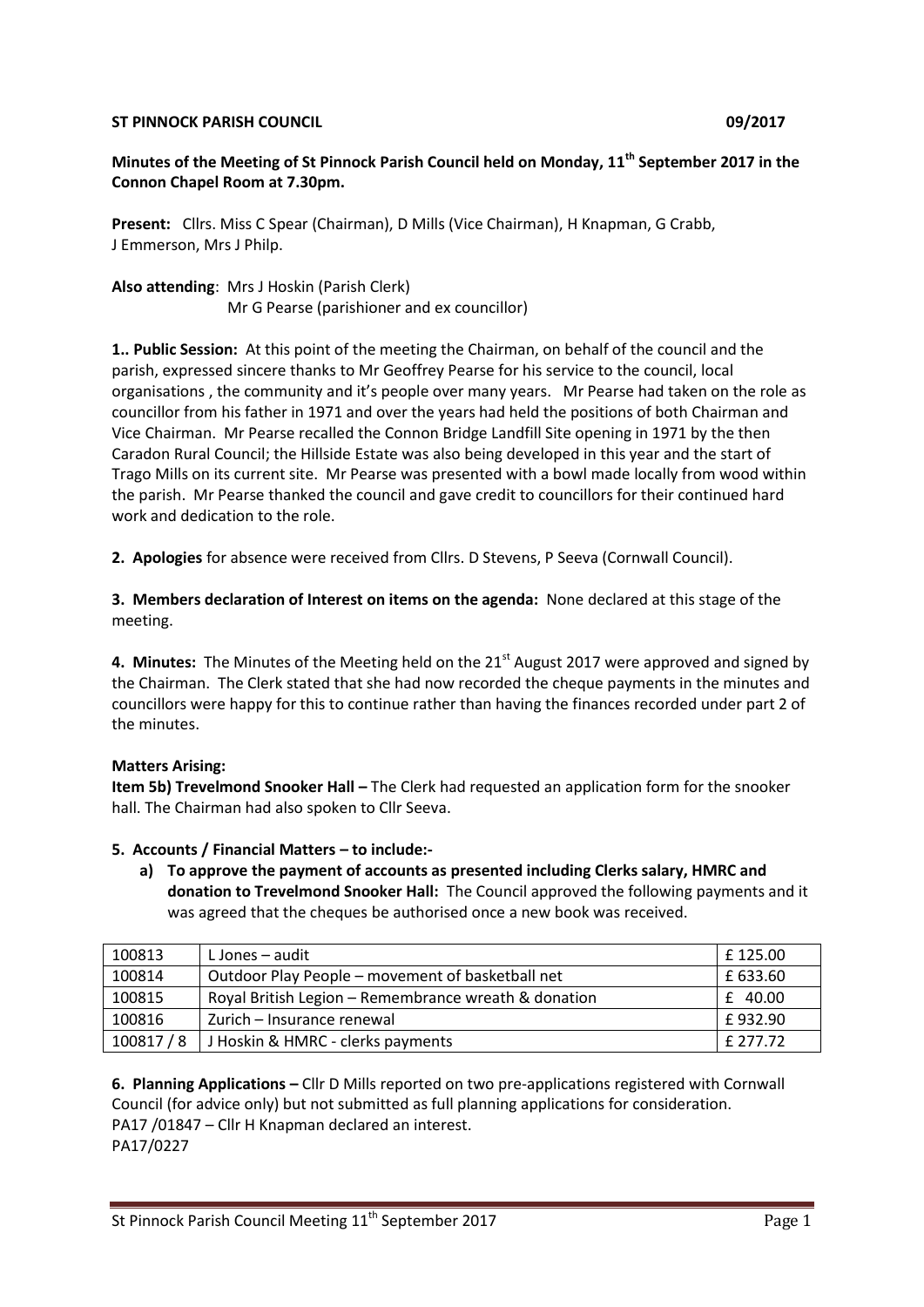**ST PINNOCK PARISH COUNCIL 09/2017**

**Minutes of the Meeting of St Pinnock Parish Council held on Monday, 11th September 2017 in the Connon Chapel Room at 7.30pm.**

**Present:** Cllrs. Miss C Spear (Chairman), D Mills (Vice Chairman), H Knapman, G Crabb, J Emmerson, Mrs J Philp.

**Also attending**: Mrs J Hoskin (Parish Clerk)
Mr G Pearse (parishioner and ex councillor)

**1.. Public Session:** At this point of the meeting the Chairman, on behalf of the council and the parish, expressed sincere thanks to Mr Geoffrey Pearse for his service to the council, local organisations , the community and it's people over many years. Mr Pearse had taken on the role as councillor from his father in 1971 and over the years had held the positions of both Chairman and Vice Chairman. Mr Pearse recalled the Connon Bridge Landfill Site opening in 1971 by the then Caradon Rural Council; the Hillside Estate was also being developed in this year and the start of Trago Mills on its current site. Mr Pearse was presented with a bowl made locally from wood within the parish. Mr Pearse thanked the council and gave credit to councillors for their continued hard work and dedication to the role.

**2. Apologies** for absence were received from Cllrs. D Stevens, P Seeva (Cornwall Council).

**3. Members declaration of Interest on items on the agenda:** None declared at this stage of the meeting.

**4. Minutes:** The Minutes of the Meeting held on the 21st August 2017 were approved and signed by the Chairman. The Clerk stated that she had now recorded the cheque payments in the minutes and councillors were happy for this to continue rather than having the finances recorded under part 2 of the minutes.

**Matters Arising:**

**Item 5b) Trevelmond Snooker Hall –** The Clerk had requested an application form for the snooker hall. The Chairman had also spoken to Cllr Seeva.

**5. Accounts / Financial Matters – to include:-**

a) **To approve the payment of accounts as presented including Clerks salary, HMRC and donation to Trevelmond Snooker Hall:** The Council approved the following payments and it was agreed that the cheques be authorised once a new book was received.

| | | |
|---|---|---|
| 100813 | L Jones – audit | £ 125.00 |
| 100814 | Outdoor Play People – movement of basketball net | £ 633.60 |
| 100815 | Royal British Legion – Remembrance wreath & donation | £ 40.00 |
| 100816 | Zurich – Insurance renewal | £ 932.90 |
| 100817 / 8 | J Hoskin & HMRC - clerks payments | £ 277.72 |

**6. Planning Applications –** Cllr D Mills reported on two pre-applications registered with Cornwall Council (for advice only) but not submitted as full planning applications for consideration.
PA17 /01847 – Cllr H Knapman declared an interest.
PA17/0227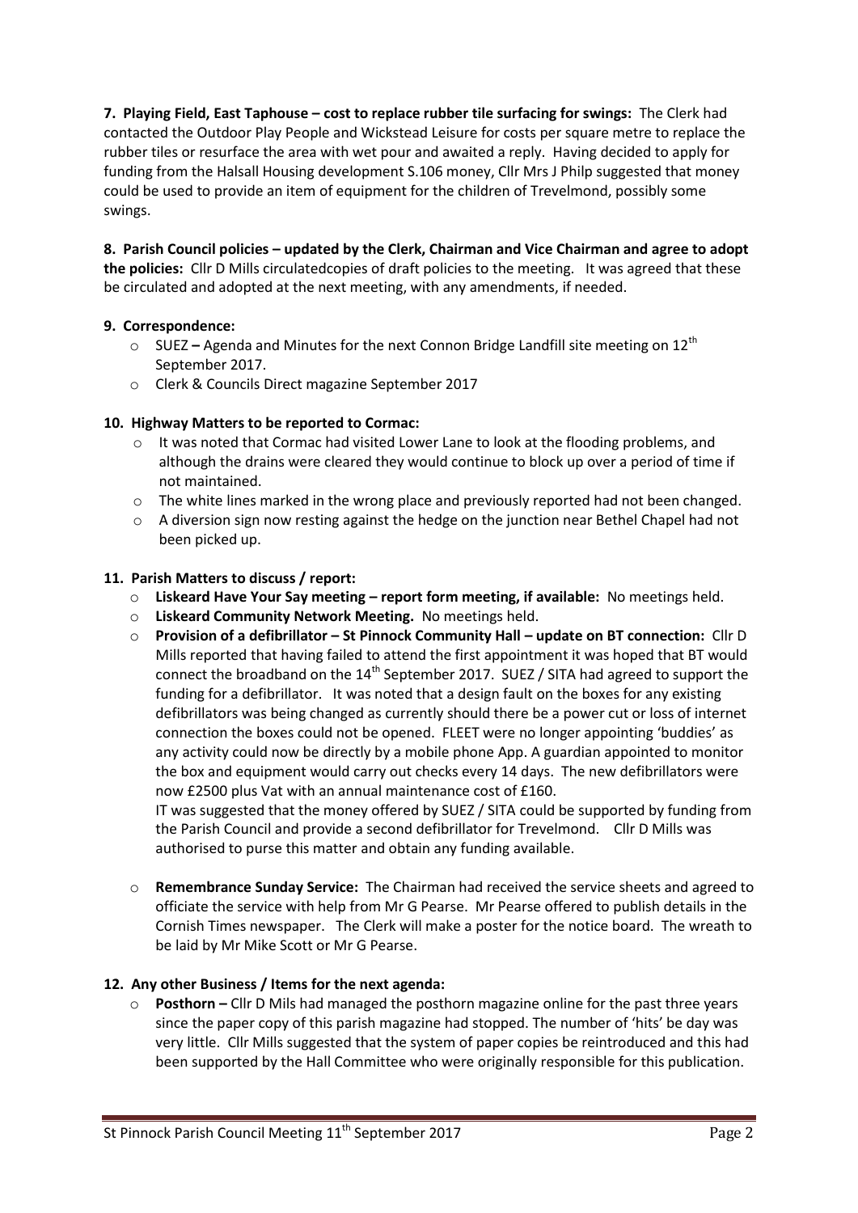**7. Playing Field, East Taphouse – cost to replace rubber tile surfacing for swings:** The Clerk had contacted the Outdoor Play People and Wickstead Leisure for costs per square metre to replace the rubber tiles or resurface the area with wet pour and awaited a reply. Having decided to apply for funding from the Halsall Housing development S.106 money, Cllr Mrs J Philp suggested that money could be used to provide an item of equipment for the children of Trevelmond, possibly some swings.

**8. Parish Council policies – updated by the Clerk, Chairman and Vice Chairman and agree to adopt the policies:** Cllr D Mills circulatedcopies of draft policies to the meeting. It was agreed that these be circulated and adopted at the next meeting, with any amendments, if needed.

**9. Correspondence:**

- SUEZ **–** Agenda and Minutes for the next Connon Bridge Landfill site meeting on 12th September 2017.
- Clerk & Councils Direct magazine September 2017

**10. Highway Matters to be reported to Cormac:**

- It was noted that Cormac had visited Lower Lane to look at the flooding problems, and although the drains were cleared they would continue to block up over a period of time if not maintained.
- The white lines marked in the wrong place and previously reported had not been changed.
- A diversion sign now resting against the hedge on the junction near Bethel Chapel had not been picked up.

**11. Parish Matters to discuss / report:**

- **Liskeard Have Your Say meeting – report form meeting, if available:** No meetings held.
- **Liskeard Community Network Meeting.** No meetings held.
- **Provision of a defibrillator – St Pinnock Community Hall – update on BT connection:** Cllr D Mills reported that having failed to attend the first appointment it was hoped that BT would connect the broadband on the 14th September 2017. SUEZ / SITA had agreed to support the funding for a defibrillator. It was noted that a design fault on the boxes for any existing defibrillators was being changed as currently should there be a power cut or loss of internet connection the boxes could not be opened. FLEET were no longer appointing 'buddies' as any activity could now be directly by a mobile phone App. A guardian appointed to monitor the box and equipment would carry out checks every 14 days. The new defibrillators were now £2500 plus Vat with an annual maintenance cost of £160.
  IT was suggested that the money offered by SUEZ / SITA could be supported by funding from the Parish Council and provide a second defibrillator for Trevelmond. Cllr D Mills was authorised to purse this matter and obtain any funding available.

- **Remembrance Sunday Service:** The Chairman had received the service sheets and agreed to officiate the service with help from Mr G Pearse. Mr Pearse offered to publish details in the Cornish Times newspaper. The Clerk will make a poster for the notice board. The wreath to be laid by Mr Mike Scott or Mr G Pearse.

**12. Any other Business / Items for the next agenda:**

- **Posthorn –** Cllr D Mils had managed the posthorn magazine online for the past three years since the paper copy of this parish magazine had stopped. The number of 'hits' be day was very little. Cllr Mills suggested that the system of paper copies be reintroduced and this had been supported by the Hall Committee who were originally responsible for this publication.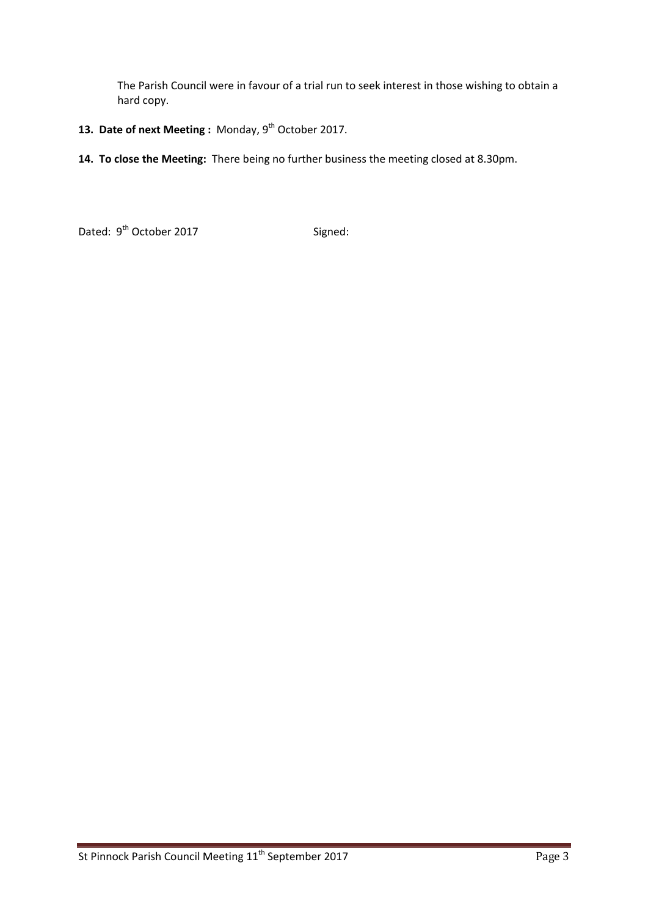The Parish Council were in favour of a trial run to seek interest in those wishing to obtain a hard copy.

**13. Date of next Meeting :** Monday, 9th October 2017.

**14. To close the Meeting:** There being no further business the meeting closed at 8.30pm.

Dated: 9th October 2017 Signed: